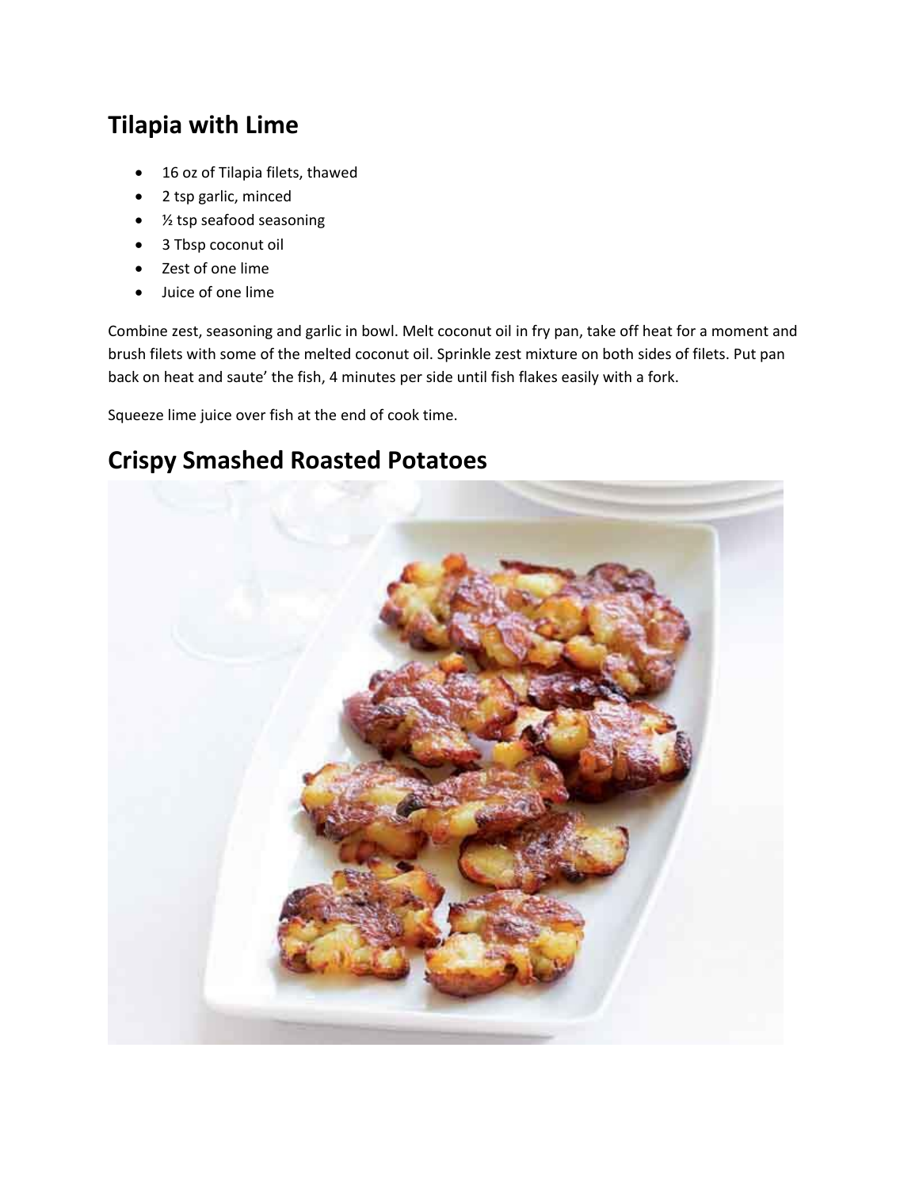## Tilapia with Lime

- 16 oz of Tilapia filets, thawed
- 2 tsp garlic, minced
- ½ tsp seafood seasoning
- 3 Tbsp coconut oil
- Zest of one lime
- Juice of one lime

Combine zest, seasoning and garlic in bowl. Melt coconut oil in fry pan, take off heat for a moment and brush filets with some of the melted coconut oil. Sprinkle zest mixture on both sides of filets. Put pan back on heat and saute' the fish, 4 minutes per side until fish flakes easily with a fork.

Squeeze lime juice over fish at the end of cook time.

## Crispy Smashed Roasted Potatoes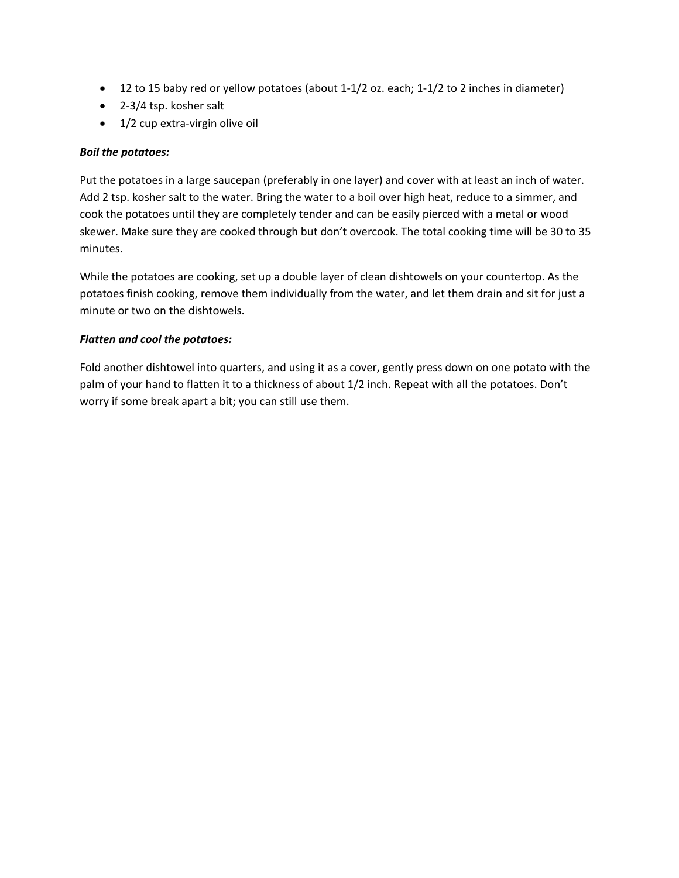- 12 to 15 baby red or yellow potatoes (about 1-1/2 oz. each; 1-1/2 to 2 inches in diameter)
- 2-3/4 tsp. kosher salt
- 1/2 cup extra-virgin olive oil

***Boil the potatoes:***

Put the potatoes in a large saucepan (preferably in one layer) and cover with at least an inch of water. Add 2 tsp. kosher salt to the water. Bring the water to a boil over high heat, reduce to a simmer, and cook the potatoes until they are completely tender and can be easily pierced with a metal or wood skewer. Make sure they are cooked through but don't overcook. The total cooking time will be 30 to 35 minutes.

While the potatoes are cooking, set up a double layer of clean dishtowels on your countertop. As the potatoes finish cooking, remove them individually from the water, and let them drain and sit for just a minute or two on the dishtowels.

***Flatten and cool the potatoes:***

Fold another dishtowel into quarters, and using it as a cover, gently press down on one potato with the palm of your hand to flatten it to a thickness of about 1/2 inch. Repeat with all the potatoes. Don't worry if some break apart a bit; you can still use them.